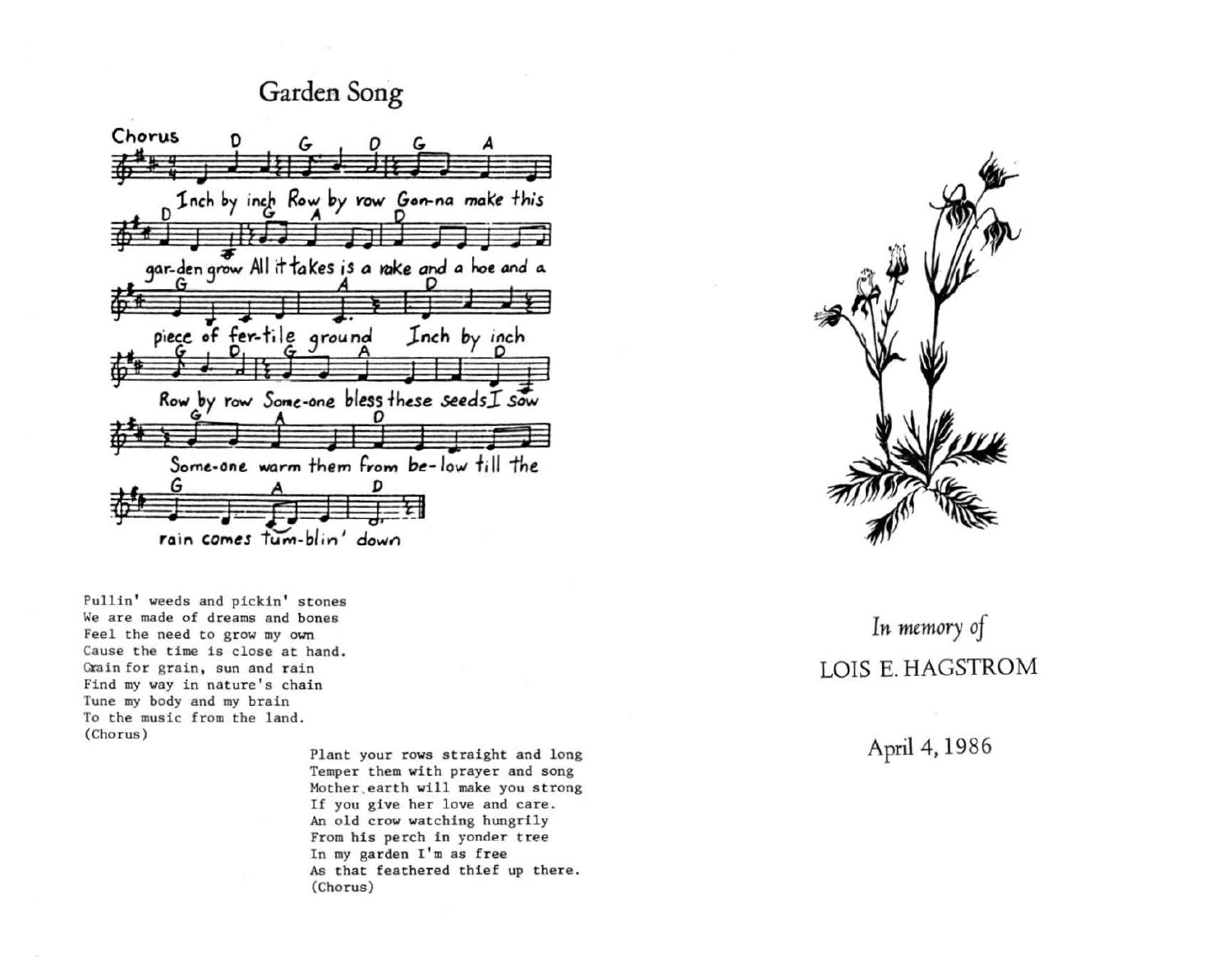## Garden Song



Pullin' weeds and pickin' stones We are made of dreams and bones Feel the need to grow my own Cause the time is close at hand. Grain for grain, sun and rain Find my way in nature's chain Tune my body and my brain To the music from the land. ( Cho rus)

> Plant your rows straight and long Temper them with prayer and song Mother, earth will make you strong If you give her love and care. An old crow watching hungrily From his perch in yonder tree In my garden I'm as free As that feathered thief up there. (Chorus)



*In memory of*  LOIS E. HAGSTROM

April 4.1986